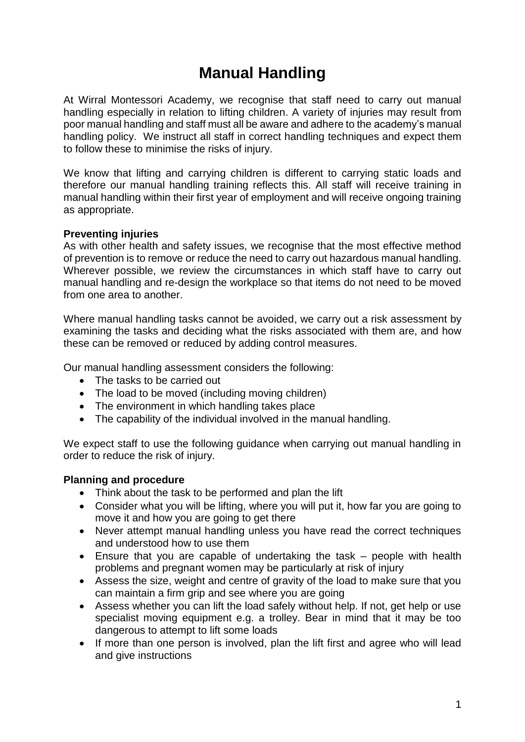# Manual Handling

At Wirral Montessori Academy, we recognise that staff need to carry out manual handling especially in relation to lifting children. A variety of injuries may result from poor manual handling and staff must all be aware and adhere to the academy's manual handling policy. We instruct all staff in correct handling techniques and expect them to follow these to minimise the risks of injury.

We know that lifting and carrying children is different to carrying static loads and therefore our manual handling training reflects this. All staff will receive training in manual handling within their first year of employment and will receive ongoing training as appropriate.

**Preventing injuries**

As with other health and safety issues, we recognise that the most effective method of prevention is to remove or reduce the need to carry out hazardous manual handling. Wherever possible, we review the circumstances in which staff have to carry out manual handling and re-design the workplace so that items do not need to be moved from one area to another.

Where manual handling tasks cannot be avoided, we carry out a risk assessment by examining the tasks and deciding what the risks associated with them are, and how these can be removed or reduced by adding control measures.

Our manual handling assessment considers the following:

- The tasks to be carried out
- The load to be moved (including moving children)
- The environment in which handling takes place
- The capability of the individual involved in the manual handling.

We expect staff to use the following guidance when carrying out manual handling in order to reduce the risk of injury.

**Planning and procedure**

- Think about the task to be performed and plan the lift
- Consider what you will be lifting, where you will put it, how far you are going to move it and how you are going to get there
- Never attempt manual handling unless you have read the correct techniques and understood how to use them
- Ensure that you are capable of undertaking the task – people with health problems and pregnant women may be particularly at risk of injury
- Assess the size, weight and centre of gravity of the load to make sure that you can maintain a firm grip and see where you are going
- Assess whether you can lift the load safely without help. If not, get help or use specialist moving equipment e.g. a trolley. Bear in mind that it may be too dangerous to attempt to lift some loads
- If more than one person is involved, plan the lift first and agree who will lead and give instructions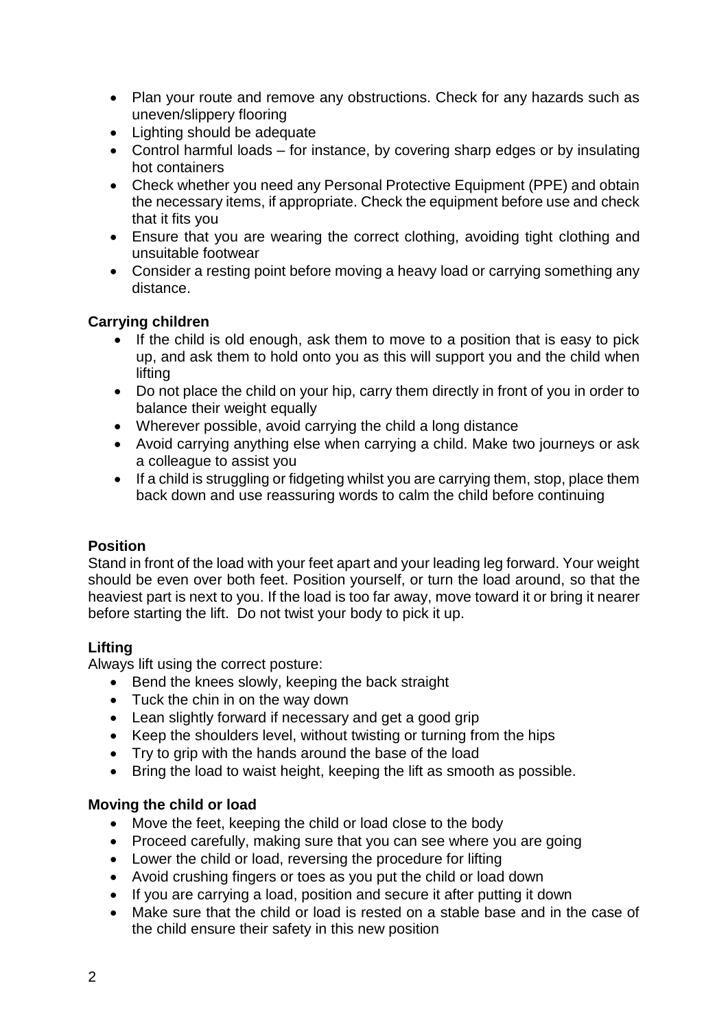- Plan your route and remove any obstructions. Check for any hazards such as uneven/slippery flooring
- Lighting should be adequate
- Control harmful loads – for instance, by covering sharp edges or by insulating hot containers
- Check whether you need any Personal Protective Equipment (PPE) and obtain the necessary items, if appropriate. Check the equipment before use and check that it fits you
- Ensure that you are wearing the correct clothing, avoiding tight clothing and unsuitable footwear
- Consider a resting point before moving a heavy load or carrying something any distance.

**Carrying children**

- If the child is old enough, ask them to move to a position that is easy to pick up, and ask them to hold onto you as this will support you and the child when lifting
- Do not place the child on your hip, carry them directly in front of you in order to balance their weight equally
- Wherever possible, avoid carrying the child a long distance
- Avoid carrying anything else when carrying a child. Make two journeys or ask a colleague to assist you
- If a child is struggling or fidgeting whilst you are carrying them, stop, place them back down and use reassuring words to calm the child before continuing

**Position**

Stand in front of the load with your feet apart and your leading leg forward. Your weight should be even over both feet. Position yourself, or turn the load around, so that the heaviest part is next to you. If the load is too far away, move toward it or bring it nearer before starting the lift. Do not twist your body to pick it up.

**Lifting**

Always lift using the correct posture:

- Bend the knees slowly, keeping the back straight
- Tuck the chin in on the way down
- Lean slightly forward if necessary and get a good grip
- Keep the shoulders level, without twisting or turning from the hips
- Try to grip with the hands around the base of the load
- Bring the load to waist height, keeping the lift as smooth as possible.

**Moving the child or load**

- Move the feet, keeping the child or load close to the body
- Proceed carefully, making sure that you can see where you are going
- Lower the child or load, reversing the procedure for lifting
- Avoid crushing fingers or toes as you put the child or load down
- If you are carrying a load, position and secure it after putting it down
- Make sure that the child or load is rested on a stable base and in the case of the child ensure their safety in this new position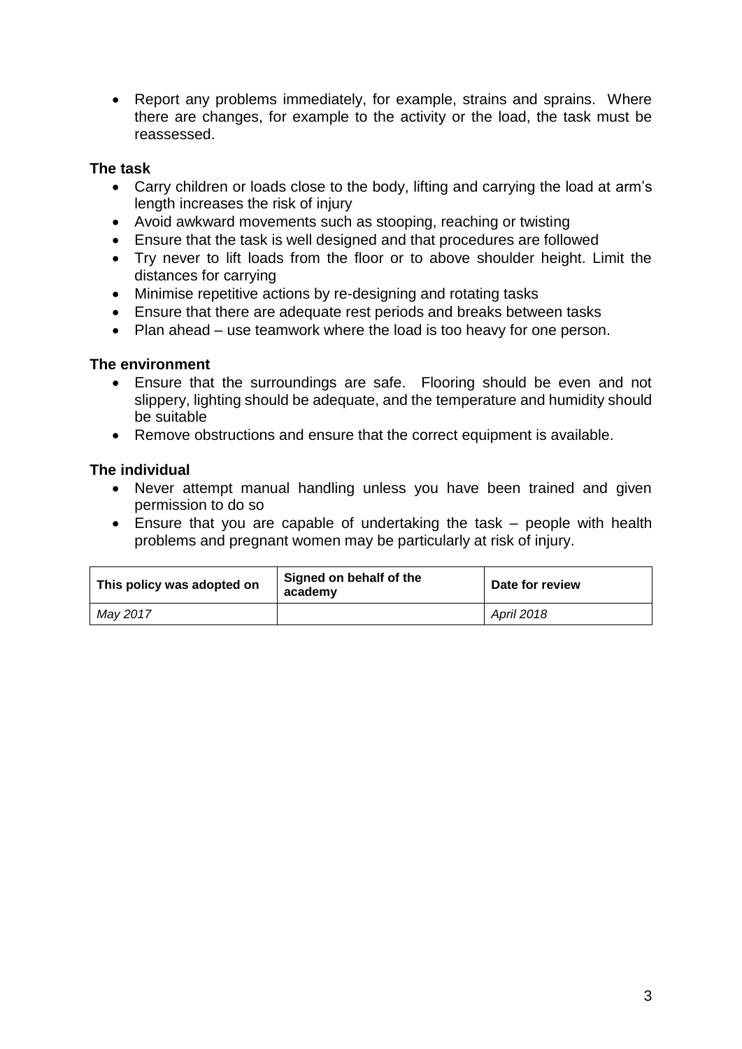- Report any problems immediately, for example, strains and sprains. Where there are changes, for example to the activity or the load, the task must be reassessed.

**The task**

- Carry children or loads close to the body, lifting and carrying the load at arm's length increases the risk of injury
- Avoid awkward movements such as stooping, reaching or twisting
- Ensure that the task is well designed and that procedures are followed
- Try never to lift loads from the floor or to above shoulder height. Limit the distances for carrying
- Minimise repetitive actions by re-designing and rotating tasks
- Ensure that there are adequate rest periods and breaks between tasks
- Plan ahead – use teamwork where the load is too heavy for one person.

**The environment**

- Ensure that the surroundings are safe. Flooring should be even and not slippery, lighting should be adequate, and the temperature and humidity should be suitable
- Remove obstructions and ensure that the correct equipment is available.

**The individual**

- Never attempt manual handling unless you have been trained and given permission to do so
- Ensure that you are capable of undertaking the task – people with health problems and pregnant women may be particularly at risk of injury.

| This policy was adopted on | Signed on behalf of the academy | Date for review |
| --- | --- | --- |
| *May 2017* | | *April 2018* |